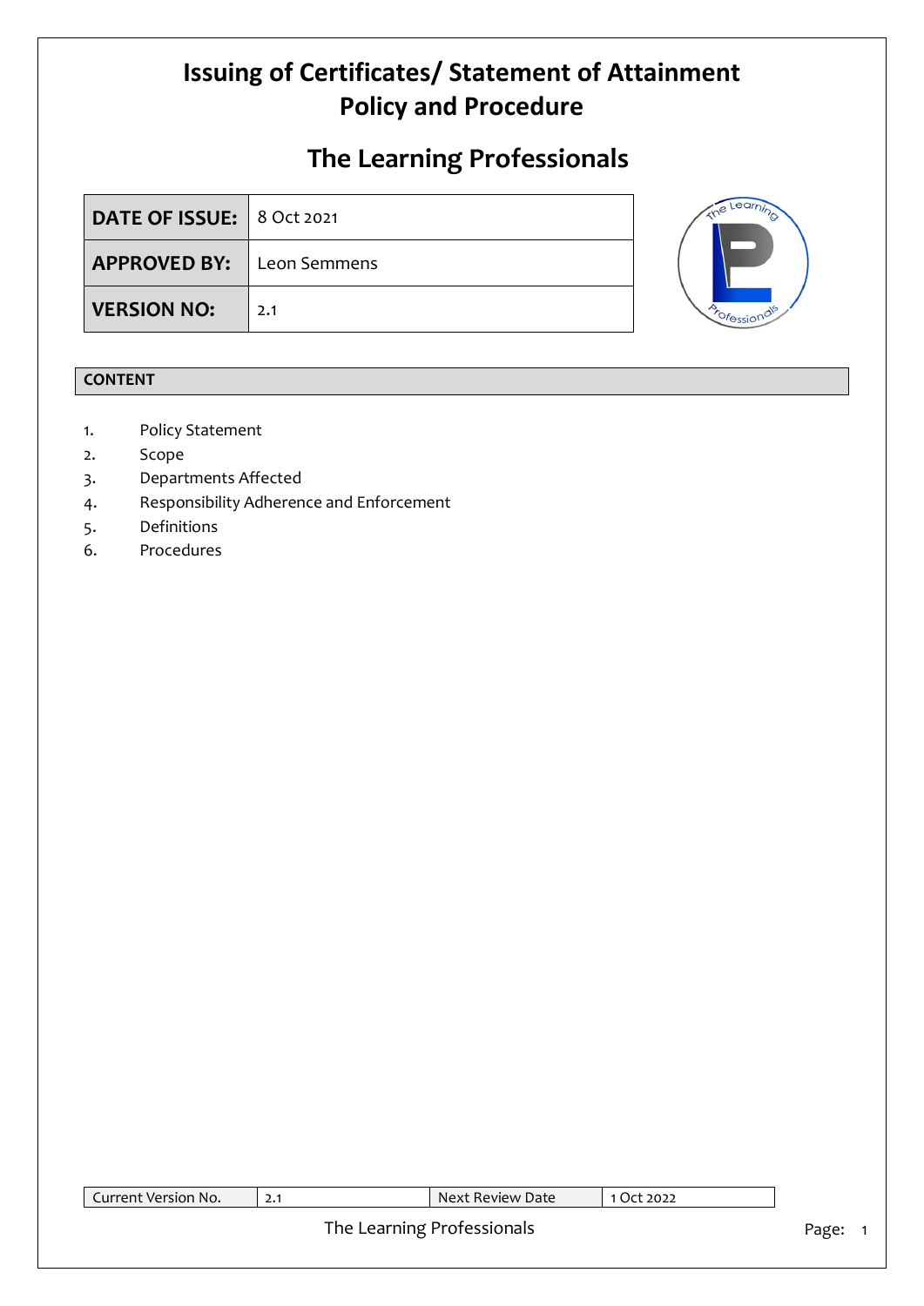# Issuing of Certificates/ Statement of Attainment Policy and Procedure

## The Learning Professionals

| **DATE OF ISSUE:** | 8 Oct 2021 |
|---|---|
| **APPROVED BY:** | Leon Semmens |
| **VERSION NO:** | 2.1 |

**CONTENT**

1. Policy Statement
2. Scope
3. Departments Affected
4. Responsibility Adherence and Enforcement
5. Definitions
6. Procedures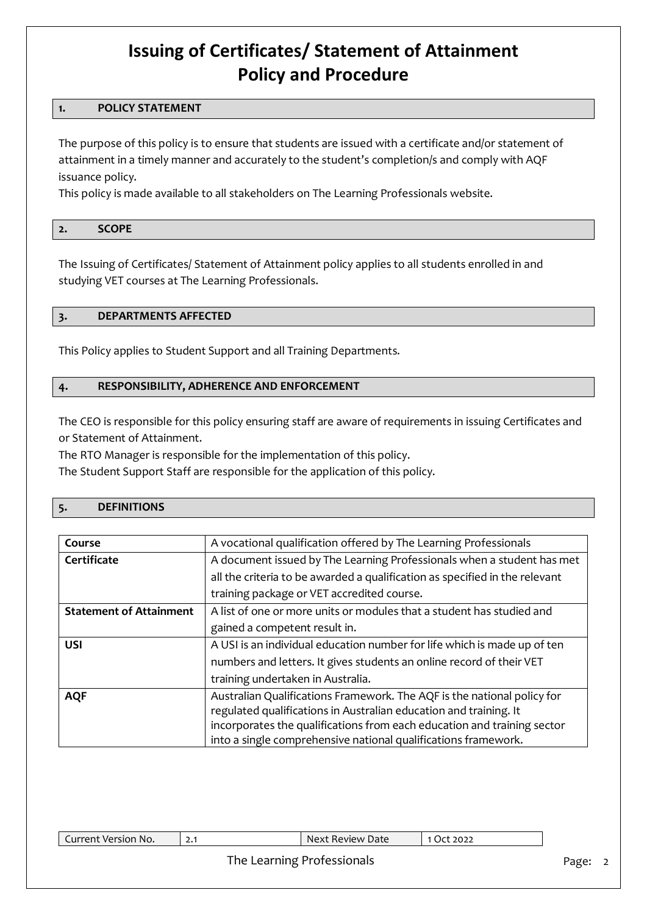# Issuing of Certificates/ Statement of Attainment Policy and Procedure

## 1. POLICY STATEMENT

The purpose of this policy is to ensure that students are issued with a certificate and/or statement of attainment in a timely manner and accurately to the student's completion/s and comply with AQF issuance policy.

This policy is made available to all stakeholders on The Learning Professionals website.

## 2. SCOPE

The Issuing of Certificates/ Statement of Attainment policy applies to all students enrolled in and studying VET courses at The Learning Professionals.

## 3. DEPARTMENTS AFFECTED

This Policy applies to Student Support and all Training Departments.

## 4. RESPONSIBILITY, ADHERENCE AND ENFORCEMENT

The CEO is responsible for this policy ensuring staff are aware of requirements in issuing Certificates and or Statement of Attainment.

The RTO Manager is responsible for the implementation of this policy.

The Student Support Staff are responsible for the application of this policy.

## 5. DEFINITIONS

| | |
|---|---|
| **Course** | A vocational qualification offered by The Learning Professionals |
| **Certificate** | A document issued by The Learning Professionals when a student has met all the criteria to be awarded a qualification as specified in the relevant training package or VET accredited course. |
| **Statement of Attainment** | A list of one or more units or modules that a student has studied and gained a competent result in. |
| **USI** | A USI is an individual education number for life which is made up of ten numbers and letters. It gives students an online record of their VET training undertaken in Australia. |
| **AQF** | Australian Qualifications Framework. The AQF is the national policy for regulated qualifications in Australian education and training. It incorporates the qualifications from each education and training sector into a single comprehensive national qualifications framework. |

| Current Version No. | 2.1 | Next Review Date | 1 Oct 2022 |
|---|---|---|---|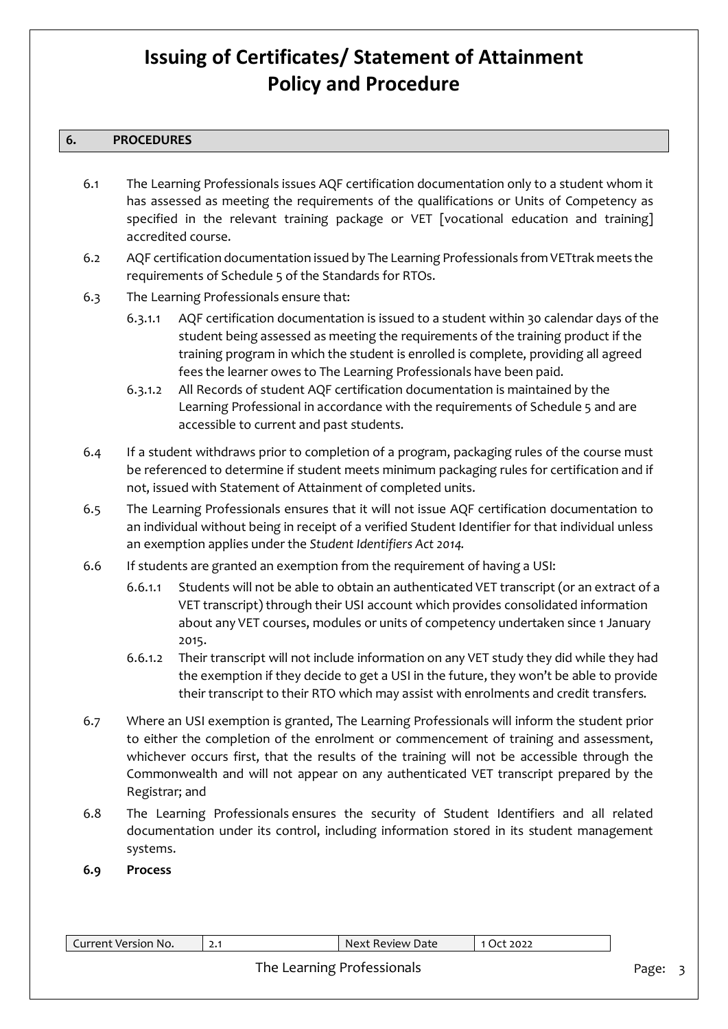# Issuing of Certificates/ Statement of Attainment Policy and Procedure

## 6. PROCEDURES

6.1 The Learning Professionals issues AQF certification documentation only to a student whom it has assessed as meeting the requirements of the qualifications or Units of Competency as specified in the relevant training package or VET [vocational education and training] accredited course.

6.2 AQF certification documentation issued by The Learning Professionals from VETtrak meets the requirements of Schedule 5 of the Standards for RTOs.

6.3 The Learning Professionals ensure that:

- 6.3.1.1 AQF certification documentation is issued to a student within 30 calendar days of the student being assessed as meeting the requirements of the training product if the training program in which the student is enrolled is complete, providing all agreed fees the learner owes to The Learning Professionals have been paid.
- 6.3.1.2 All Records of student AQF certification documentation is maintained by the Learning Professional in accordance with the requirements of Schedule 5 and are accessible to current and past students.

6.4 If a student withdraws prior to completion of a program, packaging rules of the course must be referenced to determine if student meets minimum packaging rules for certification and if not, issued with Statement of Attainment of completed units.

6.5 The Learning Professionals ensures that it will not issue AQF certification documentation to an individual without being in receipt of a verified Student Identifier for that individual unless an exemption applies under the *Student Identifiers Act 2014.*

6.6 If students are granted an exemption from the requirement of having a USI:

- 6.6.1.1 Students will not be able to obtain an authenticated VET transcript (or an extract of a VET transcript) through their USI account which provides consolidated information about any VET courses, modules or units of competency undertaken since 1 January 2015.
- 6.6.1.2 Their transcript will not include information on any VET study they did while they had the exemption if they decide to get a USI in the future, they won't be able to provide their transcript to their RTO which may assist with enrolments and credit transfers.

6.7 Where an USI exemption is granted, The Learning Professionals will inform the student prior to either the completion of the enrolment or commencement of training and assessment, whichever occurs first, that the results of the training will not be accessible through the Commonwealth and will not appear on any authenticated VET transcript prepared by the Registrar; and

6.8 The Learning Professionals ensures the security of Student Identifiers and all related documentation under its control, including information stored in its student management systems.

**6.9 Process**

| Current Version No. | 2.1 | Next Review Date | 1 Oct 2022 |
|---|---|---|---|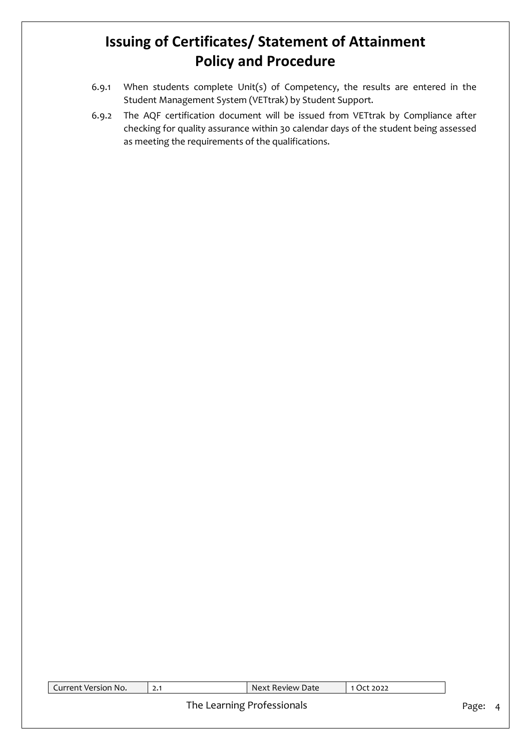6.9.1 When students complete Unit(s) of Competency, the results are entered in the Student Management System (VETtrak) by Student Support.

6.9.2 The AQF certification document will be issued from VETtrak by Compliance after checking for quality assurance within 30 calendar days of the student being assessed as meeting the requirements of the qualifications.